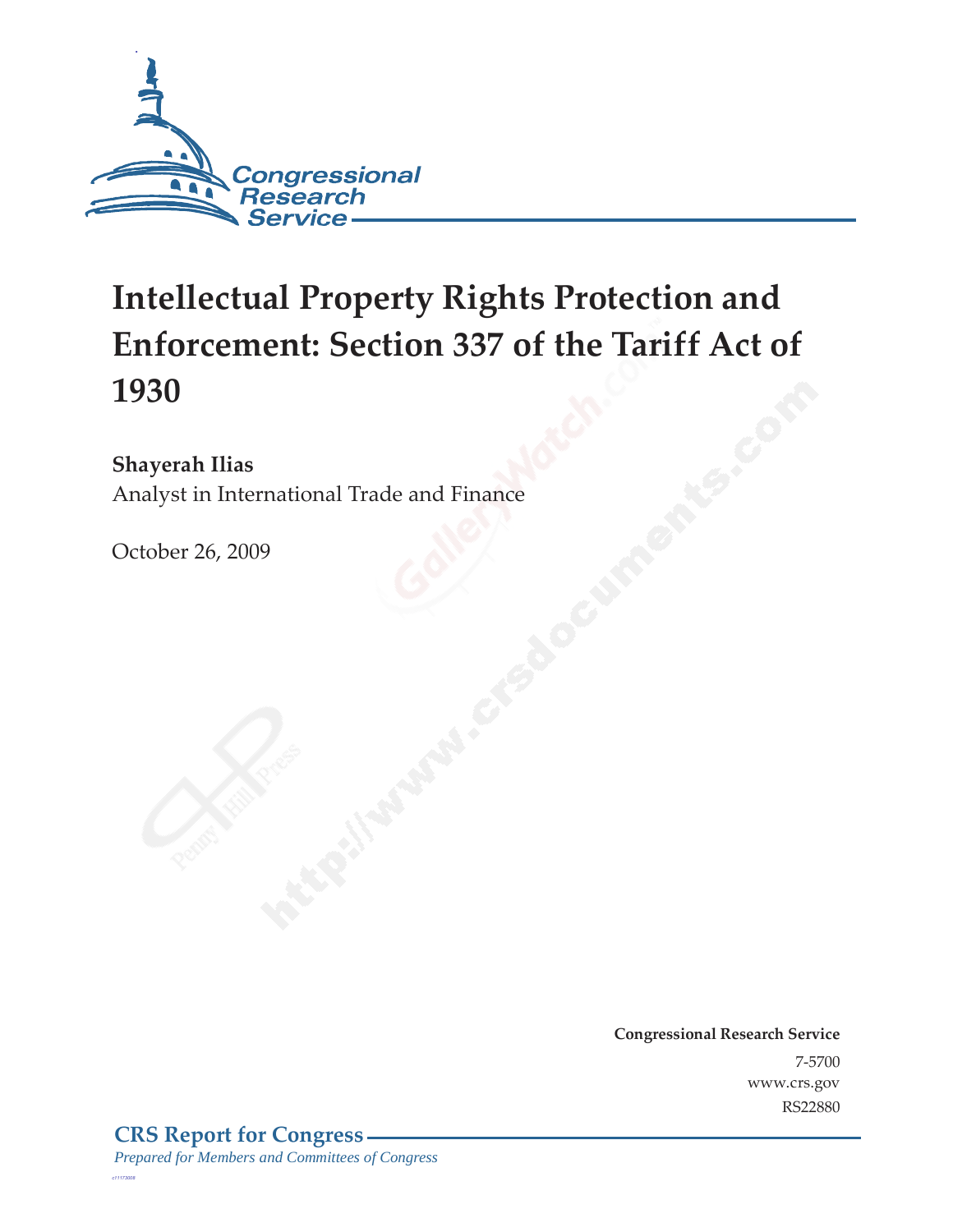# Intellectual Property Rights Protection and Enforcement: Section 337 of the Tariff Act of 1930

**Shayerah Ilias**
Analyst in International Trade and Finance

October 26, 2009

**Congressional Research Service**
7-5700
www.crs.gov
RS22880

**CRS Report for Congress**
*Prepared for Members and Committees of Congress*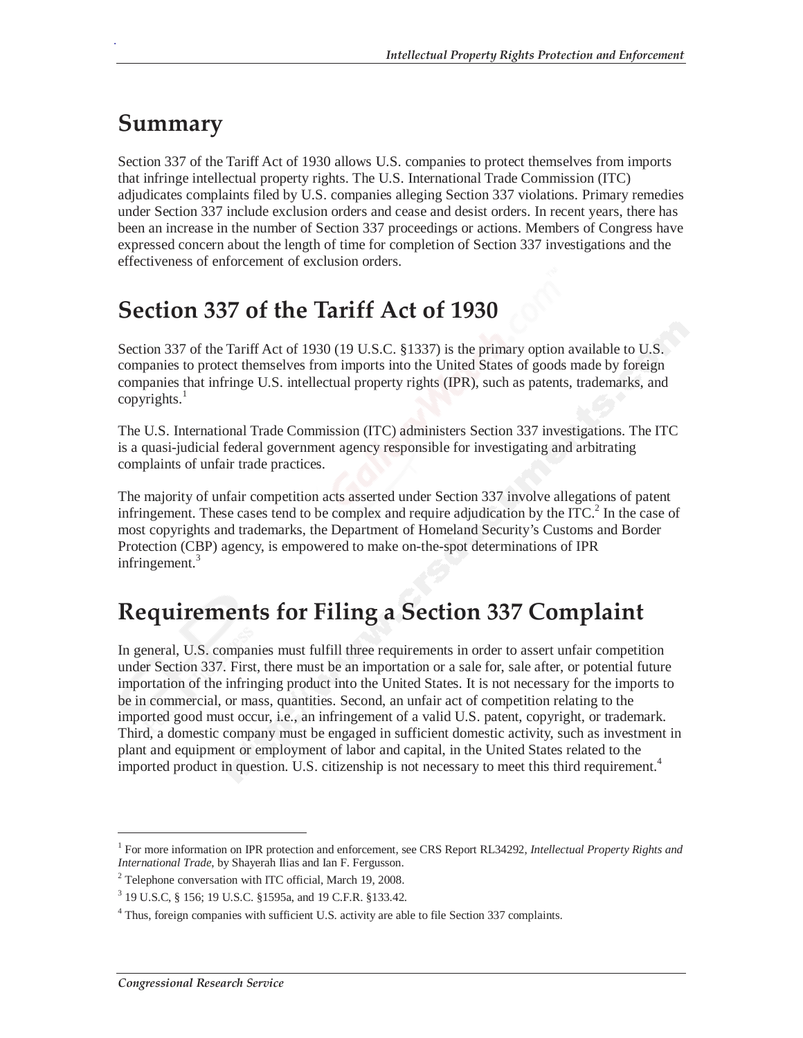## Summary

Section 337 of the Tariff Act of 1930 allows U.S. companies to protect themselves from imports that infringe intellectual property rights. The U.S. International Trade Commission (ITC) adjudicates complaints filed by U.S. companies alleging Section 337 violations. Primary remedies under Section 337 include exclusion orders and cease and desist orders. In recent years, there has been an increase in the number of Section 337 proceedings or actions. Members of Congress have expressed concern about the length of time for completion of Section 337 investigations and the effectiveness of enforcement of exclusion orders.

## Section 337 of the Tariff Act of 1930

Section 337 of the Tariff Act of 1930 (19 U.S.C. §1337) is the primary option available to U.S. companies to protect themselves from imports into the United States of goods made by foreign companies that infringe U.S. intellectual property rights (IPR), such as patents, trademarks, and copyrights.[1]

The U.S. International Trade Commission (ITC) administers Section 337 investigations. The ITC is a quasi-judicial federal government agency responsible for investigating and arbitrating complaints of unfair trade practices.

The majority of unfair competition acts asserted under Section 337 involve allegations of patent infringement. These cases tend to be complex and require adjudication by the ITC.[2] In the case of most copyrights and trademarks, the Department of Homeland Security's Customs and Border Protection (CBP) agency, is empowered to make on-the-spot determinations of IPR infringement.[3]

## Requirements for Filing a Section 337 Complaint

In general, U.S. companies must fulfill three requirements in order to assert unfair competition under Section 337. First, there must be an importation or a sale for, sale after, or potential future importation of the infringing product into the United States. It is not necessary for the imports to be in commercial, or mass, quantities. Second, an unfair act of competition relating to the imported good must occur, i.e., an infringement of a valid U.S. patent, copyright, or trademark. Third, a domestic company must be engaged in sufficient domestic activity, such as investment in plant and equipment or employment of labor and capital, in the United States related to the imported product in question. U.S. citizenship is not necessary to meet this third requirement.[4]

---

[1] For more information on IPR protection and enforcement, see CRS Report RL34292, *Intellectual Property Rights and International Trade*, by Shayerah Ilias and Ian F. Fergusson.

[2] Telephone conversation with ITC official, March 19, 2008.

[3] 19 U.S.C, § 156; 19 U.S.C. §1595a, and 19 C.F.R. §133.42.

[4] Thus, foreign companies with sufficient U.S. activity are able to file Section 337 complaints.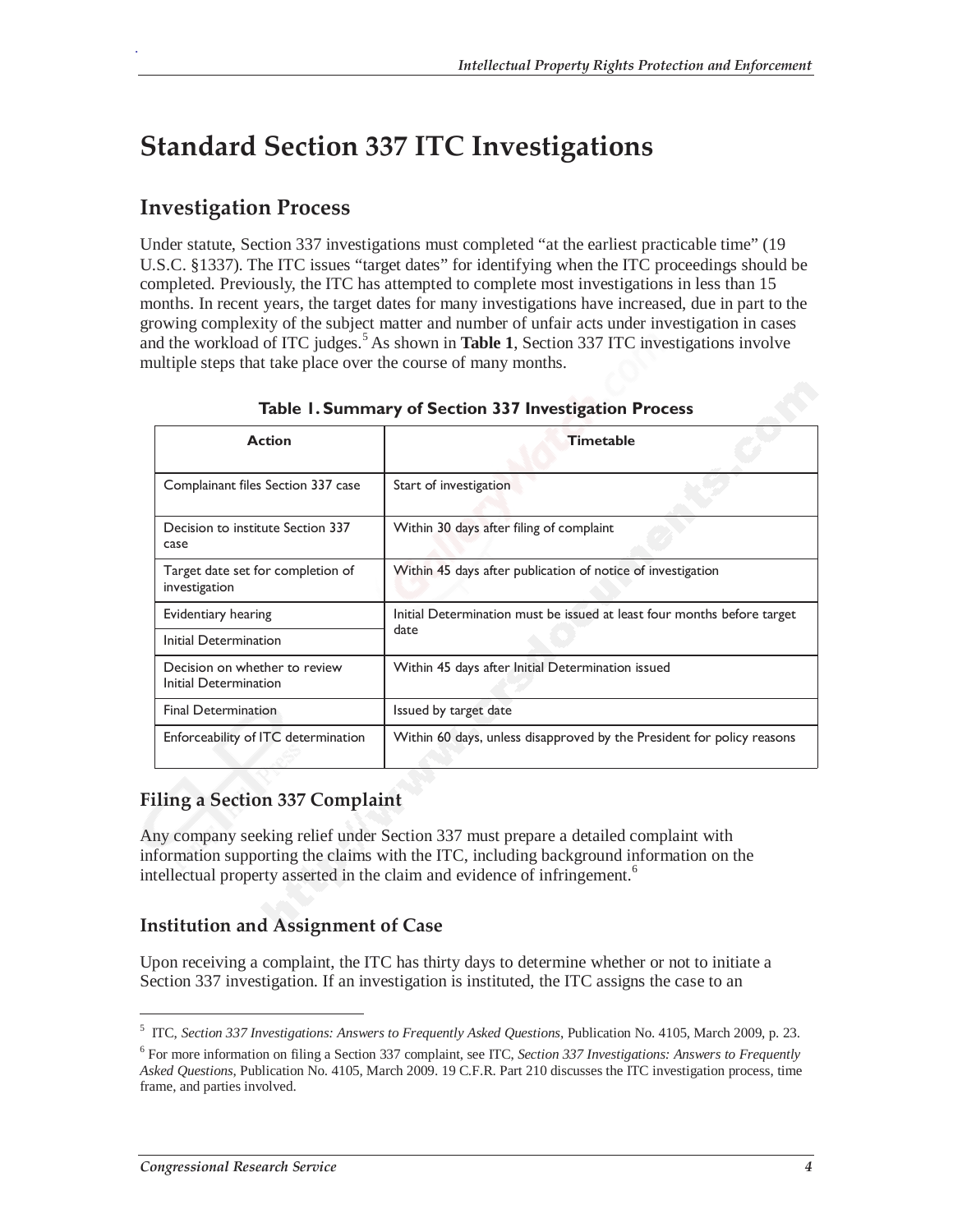# Standard Section 337 ITC Investigations

## Investigation Process

Under statute, Section 337 investigations must completed "at the earliest practicable time" (19 U.S.C. §1337). The ITC issues "target dates" for identifying when the ITC proceedings should be completed. Previously, the ITC has attempted to complete most investigations in less than 15 months. In recent years, the target dates for many investigations have increased, due in part to the growing complexity of the subject matter and number of unfair acts under investigation in cases and the workload of ITC judges.[5] As shown in **Table 1**, Section 337 ITC investigations involve multiple steps that take place over the course of many months.

**Table 1. Summary of Section 337 Investigation Process**

| Action | Timetable |
| --- | --- |
| Complainant files Section 337 case | Start of investigation |
| Decision to institute Section 337 case | Within 30 days after filing of complaint |
| Target date set for completion of investigation | Within 45 days after publication of notice of investigation |
| Evidentiary hearing | Initial Determination must be issued at least four months before target date |
| Initial Determination | |
| Decision on whether to review Initial Determination | Within 45 days after Initial Determination issued |
| Final Determination | Issued by target date |
| Enforceability of ITC determination | Within 60 days, unless disapproved by the President for policy reasons |

### Filing a Section 337 Complaint

Any company seeking relief under Section 337 must prepare a detailed complaint with information supporting the claims with the ITC, including background information on the intellectual property asserted in the claim and evidence of infringement.[6]

### Institution and Assignment of Case

Upon receiving a complaint, the ITC has thirty days to determine whether or not to initiate a Section 337 investigation. If an investigation is instituted, the ITC assigns the case to an

---

[5] ITC, *Section 337 Investigations: Answers to Frequently Asked Questions*, Publication No. 4105, March 2009, p. 23.

[6] For more information on filing a Section 337 complaint, see ITC, *Section 337 Investigations: Answers to Frequently Asked Questions*, Publication No. 4105, March 2009. 19 C.F.R. Part 210 discusses the ITC investigation process, time frame, and parties involved.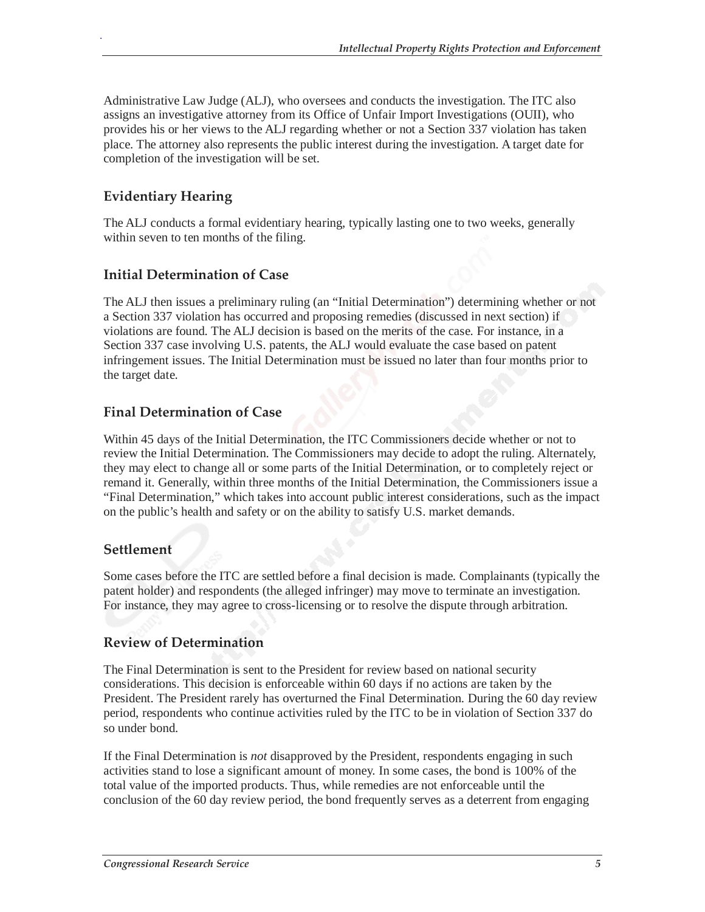Administrative Law Judge (ALJ), who oversees and conducts the investigation. The ITC also assigns an investigative attorney from its Office of Unfair Import Investigations (OUII), who provides his or her views to the ALJ regarding whether or not a Section 337 violation has taken place. The attorney also represents the public interest during the investigation. A target date for completion of the investigation will be set.

### Evidentiary Hearing

The ALJ conducts a formal evidentiary hearing, typically lasting one to two weeks, generally within seven to ten months of the filing.

### Initial Determination of Case

The ALJ then issues a preliminary ruling (an "Initial Determination") determining whether or not a Section 337 violation has occurred and proposing remedies (discussed in next section) if violations are found. The ALJ decision is based on the merits of the case. For instance, in a Section 337 case involving U.S. patents, the ALJ would evaluate the case based on patent infringement issues. The Initial Determination must be issued no later than four months prior to the target date.

### Final Determination of Case

Within 45 days of the Initial Determination, the ITC Commissioners decide whether or not to review the Initial Determination. The Commissioners may decide to adopt the ruling. Alternately, they may elect to change all or some parts of the Initial Determination, or to completely reject or remand it. Generally, within three months of the Initial Determination, the Commissioners issue a "Final Determination," which takes into account public interest considerations, such as the impact on the public's health and safety or on the ability to satisfy U.S. market demands.

### Settlement

Some cases before the ITC are settled before a final decision is made. Complainants (typically the patent holder) and respondents (the alleged infringer) may move to terminate an investigation. For instance, they may agree to cross-licensing or to resolve the dispute through arbitration.

### Review of Determination

The Final Determination is sent to the President for review based on national security considerations. This decision is enforceable within 60 days if no actions are taken by the President. The President rarely has overturned the Final Determination. During the 60 day review period, respondents who continue activities ruled by the ITC to be in violation of Section 337 do so under bond.

If the Final Determination is *not* disapproved by the President, respondents engaging in such activities stand to lose a significant amount of money. In some cases, the bond is 100% of the total value of the imported products. Thus, while remedies are not enforceable until the conclusion of the 60 day review period, the bond frequently serves as a deterrent from engaging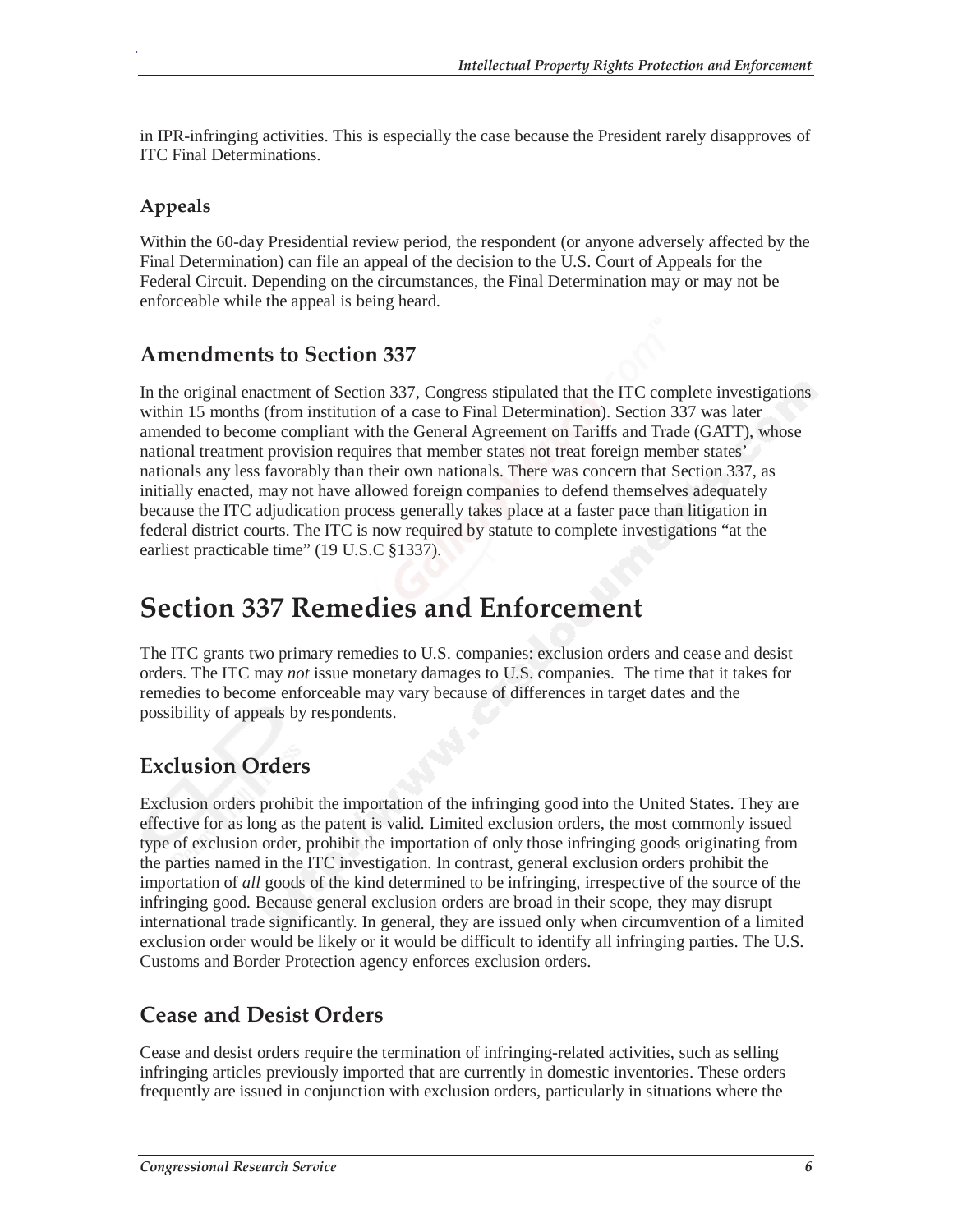in IPR-infringing activities. This is especially the case because the President rarely disapproves of ITC Final Determinations.

### Appeals

Within the 60-day Presidential review period, the respondent (or anyone adversely affected by the Final Determination) can file an appeal of the decision to the U.S. Court of Appeals for the Federal Circuit. Depending on the circumstances, the Final Determination may or may not be enforceable while the appeal is being heard.

## Amendments to Section 337

In the original enactment of Section 337, Congress stipulated that the ITC complete investigations within 15 months (from institution of a case to Final Determination). Section 337 was later amended to become compliant with the General Agreement on Tariffs and Trade (GATT), whose national treatment provision requires that member states not treat foreign member states' nationals any less favorably than their own nationals. There was concern that Section 337, as initially enacted, may not have allowed foreign companies to defend themselves adequately because the ITC adjudication process generally takes place at a faster pace than litigation in federal district courts. The ITC is now required by statute to complete investigations "at the earliest practicable time" (19 U.S.C §1337).

# Section 337 Remedies and Enforcement

The ITC grants two primary remedies to U.S. companies: exclusion orders and cease and desist orders. The ITC may *not* issue monetary damages to U.S. companies. The time that it takes for remedies to become enforceable may vary because of differences in target dates and the possibility of appeals by respondents.

## Exclusion Orders

Exclusion orders prohibit the importation of the infringing good into the United States. They are effective for as long as the patent is valid. Limited exclusion orders, the most commonly issued type of exclusion order, prohibit the importation of only those infringing goods originating from the parties named in the ITC investigation. In contrast, general exclusion orders prohibit the importation of *all* goods of the kind determined to be infringing, irrespective of the source of the infringing good. Because general exclusion orders are broad in their scope, they may disrupt international trade significantly. In general, they are issued only when circumvention of a limited exclusion order would be likely or it would be difficult to identify all infringing parties. The U.S. Customs and Border Protection agency enforces exclusion orders.

## Cease and Desist Orders

Cease and desist orders require the termination of infringing-related activities, such as selling infringing articles previously imported that are currently in domestic inventories. These orders frequently are issued in conjunction with exclusion orders, particularly in situations where the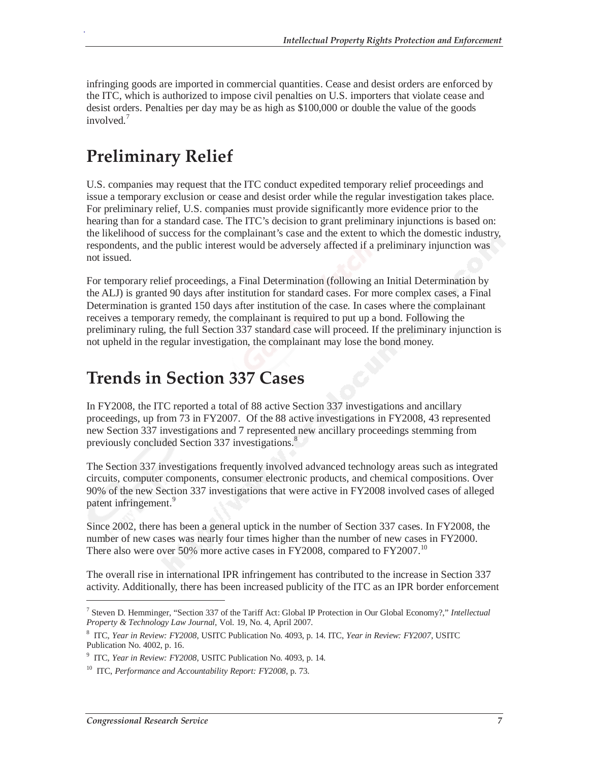infringing goods are imported in commercial quantities. Cease and desist orders are enforced by the ITC, which is authorized to impose civil penalties on U.S. importers that violate cease and desist orders. Penalties per day may be as high as $100,000 or double the value of the goods involved.[7]

## Preliminary Relief

U.S. companies may request that the ITC conduct expedited temporary relief proceedings and issue a temporary exclusion or cease and desist order while the regular investigation takes place. For preliminary relief, U.S. companies must provide significantly more evidence prior to the hearing than for a standard case. The ITC's decision to grant preliminary injunctions is based on: the likelihood of success for the complainant's case and the extent to which the domestic industry, respondents, and the public interest would be adversely affected if a preliminary injunction was not issued.

For temporary relief proceedings, a Final Determination (following an Initial Determination by the ALJ) is granted 90 days after institution for standard cases. For more complex cases, a Final Determination is granted 150 days after institution of the case. In cases where the complainant receives a temporary remedy, the complainant is required to put up a bond. Following the preliminary ruling, the full Section 337 standard case will proceed. If the preliminary injunction is not upheld in the regular investigation, the complainant may lose the bond money.

## Trends in Section 337 Cases

In FY2008, the ITC reported a total of 88 active Section 337 investigations and ancillary proceedings, up from 73 in FY2007. Of the 88 active investigations in FY2008, 43 represented new Section 337 investigations and 7 represented new ancillary proceedings stemming from previously concluded Section 337 investigations.[8]

The Section 337 investigations frequently involved advanced technology areas such as integrated circuits, computer components, consumer electronic products, and chemical compositions. Over 90% of the new Section 337 investigations that were active in FY2008 involved cases of alleged patent infringement.[9]

Since 2002, there has been a general uptick in the number of Section 337 cases. In FY2008, the number of new cases was nearly four times higher than the number of new cases in FY2000. There also were over 50% more active cases in FY2008, compared to FY2007.[10]

The overall rise in international IPR infringement has contributed to the increase in Section 337 activity. Additionally, there has been increased publicity of the ITC as an IPR border enforcement

---

[7] Steven D. Hemminger, "Section 337 of the Tariff Act: Global IP Protection in Our Global Economy?," *Intellectual Property & Technology Law Journal*, Vol. 19, No. 4, April 2007.

[8] ITC, *Year in Review: FY2008*, USITC Publication No. 4093, p. 14. ITC, *Year in Review: FY2007*, USITC Publication No. 4002, p. 16.

[9] ITC, *Year in Review: FY2008*, USITC Publication No. 4093, p. 14.

[10] ITC, *Performance and Accountability Report: FY2008*, p. 73.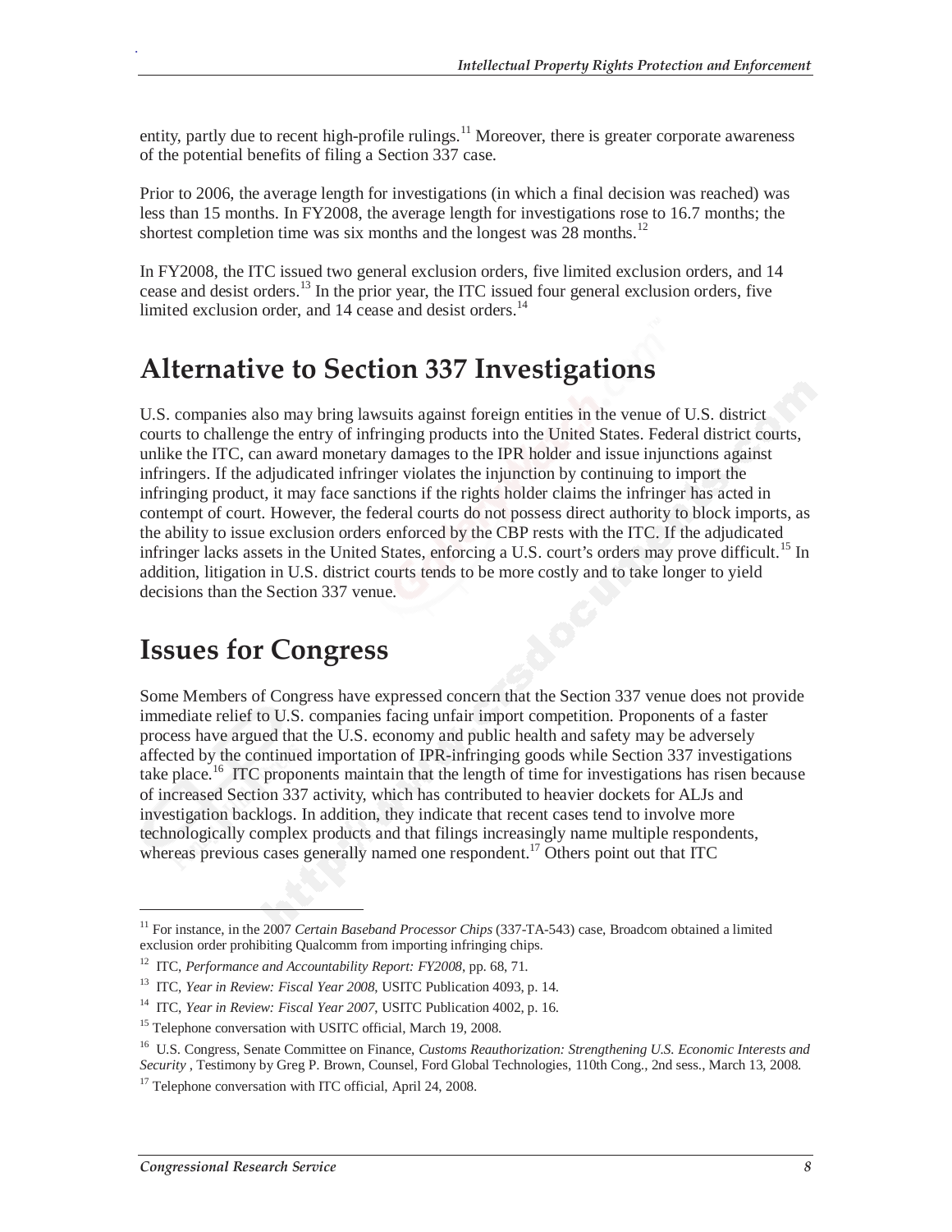entity, partly due to recent high-profile rulings.[11] Moreover, there is greater corporate awareness of the potential benefits of filing a Section 337 case.

Prior to 2006, the average length for investigations (in which a final decision was reached) was less than 15 months. In FY2008, the average length for investigations rose to 16.7 months; the shortest completion time was six months and the longest was 28 months.[12]

In FY2008, the ITC issued two general exclusion orders, five limited exclusion orders, and 14 cease and desist orders.[13] In the prior year, the ITC issued four general exclusion orders, five limited exclusion order, and 14 cease and desist orders.[14]

# Alternative to Section 337 Investigations

U.S. companies also may bring lawsuits against foreign entities in the venue of U.S. district courts to challenge the entry of infringing products into the United States. Federal district courts, unlike the ITC, can award monetary damages to the IPR holder and issue injunctions against infringers. If the adjudicated infringer violates the injunction by continuing to import the infringing product, it may face sanctions if the rights holder claims the infringer has acted in contempt of court. However, the federal courts do not possess direct authority to block imports, as the ability to issue exclusion orders enforced by the CBP rests with the ITC. If the adjudicated infringer lacks assets in the United States, enforcing a U.S. court's orders may prove difficult.[15] In addition, litigation in U.S. district courts tends to be more costly and to take longer to yield decisions than the Section 337 venue.

# Issues for Congress

Some Members of Congress have expressed concern that the Section 337 venue does not provide immediate relief to U.S. companies facing unfair import competition. Proponents of a faster process have argued that the U.S. economy and public health and safety may be adversely affected by the continued importation of IPR-infringing goods while Section 337 investigations take place.[16] ITC proponents maintain that the length of time for investigations has risen because of increased Section 337 activity, which has contributed to heavier dockets for ALJs and investigation backlogs. In addition, they indicate that recent cases tend to involve more technologically complex products and that filings increasingly name multiple respondents, whereas previous cases generally named one respondent.[17] Others point out that ITC

---

[11] For instance, in the 2007 *Certain Baseband Processor Chips* (337-TA-543) case, Broadcom obtained a limited exclusion order prohibiting Qualcomm from importing infringing chips.

[12] ITC, *Performance and Accountability Report: FY2008*, pp. 68, 71.

[13] ITC, *Year in Review: Fiscal Year 2008*, USITC Publication 4093, p. 14.

[14] ITC, *Year in Review: Fiscal Year 2007*, USITC Publication 4002, p. 16.

[15] Telephone conversation with USITC official, March 19, 2008.

[16] U.S. Congress, Senate Committee on Finance, *Customs Reauthorization: Strengthening U.S. Economic Interests and Security* , Testimony by Greg P. Brown, Counsel, Ford Global Technologies, 110th Cong., 2nd sess., March 13, 2008.

[17] Telephone conversation with ITC official, April 24, 2008.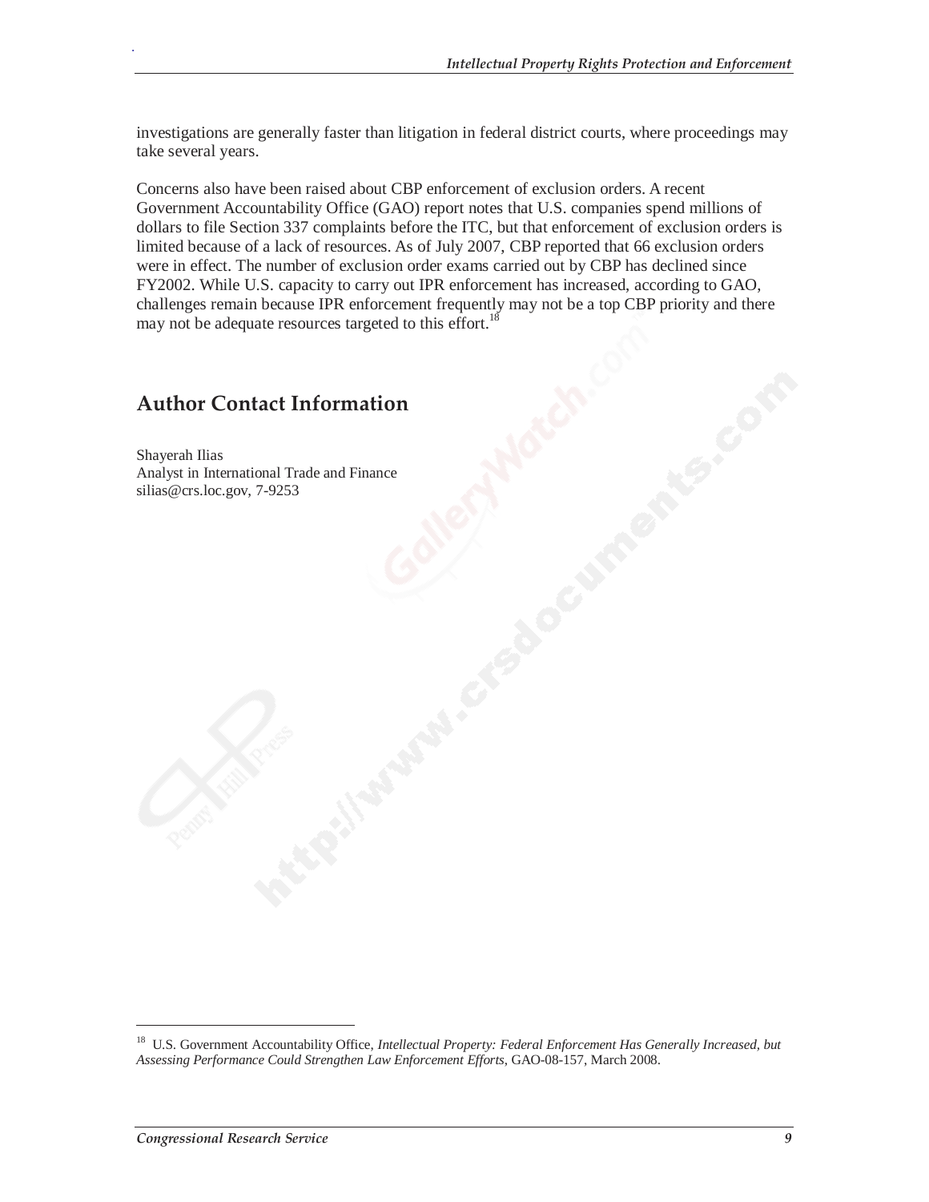investigations are generally faster than litigation in federal district courts, where proceedings may take several years.

Concerns also have been raised about CBP enforcement of exclusion orders. A recent Government Accountability Office (GAO) report notes that U.S. companies spend millions of dollars to file Section 337 complaints before the ITC, but that enforcement of exclusion orders is limited because of a lack of resources. As of July 2007, CBP reported that 66 exclusion orders were in effect. The number of exclusion order exams carried out by CBP has declined since FY2002. While U.S. capacity to carry out IPR enforcement has increased, according to GAO, challenges remain because IPR enforcement frequently may not be a top CBP priority and there may not be adequate resources targeted to this effort.[18]

## Author Contact Information

Shayerah Ilias
Analyst in International Trade and Finance
silias@crs.loc.gov, 7-9253

---

[18] U.S. Government Accountability Office, *Intellectual Property: Federal Enforcement Has Generally Increased, but Assessing Performance Could Strengthen Law Enforcement Efforts*, GAO-08-157, March 2008.